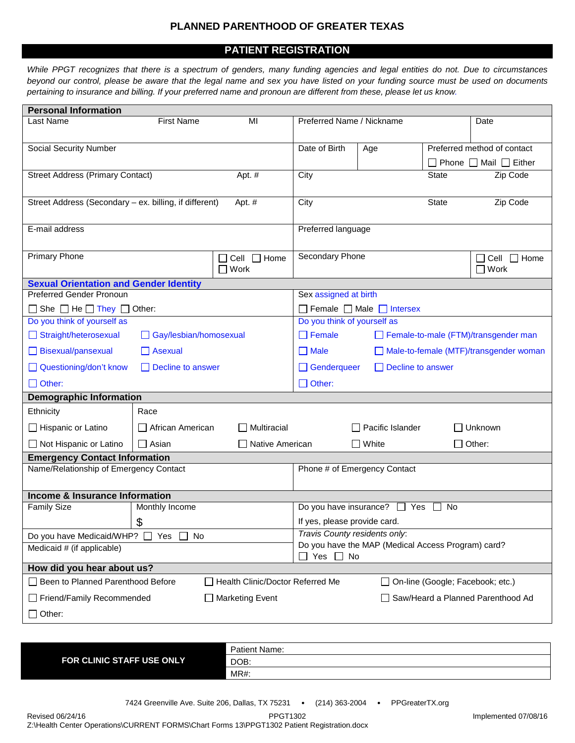# PLANNED PARENTHOOD OF GREATER TEXAS

## PATIENT REGISTRATION

*While PPGT recognizes that there is a spectrum of genders, many funding agencies and legal entities do not. Due to circumstances beyond our control, please be aware that the legal name and sex you have listed on your funding source must be used on documents pertaining to insurance and billing. If your preferred name and pronoun are different from these, please let us know.*

### Personal Information

| Last Name | First Name | MI | Preferred Name / Nickname | | | Date |
|---|---|---|---|---|---|---|
| Social Security Number | | | Date of Birth | Age | Preferred method of contact ☐ Phone ☐ Mail ☐ Either | |
| Street Address (Primary Contact) | | Apt. # | City | | State | Zip Code |
| Street Address (Secondary – ex. billing, if different) | | Apt. # | City | | State | Zip Code |
| E-mail address | | | Preferred language | | | |
| Primary Phone | | ☐ Cell ☐ Home ☐ Work | Secondary Phone | | | ☐ Cell ☐ Home ☐ Work |

### Sexual Orientation and Gender Identity

| Preferred Gender Pronoun | | Sex assigned at birth | |
|---|---|---|---|
| ☐ She ☐ He ☐ They ☐ Other: | | ☐ Female ☐ Male ☐ Intersex | |
| **Do you think of yourself as** | | **Do you think of yourself as** | |
| ☐ Straight/heterosexual | ☐ Gay/lesbian/homosexual | ☐ Female | ☐ Female-to-male (FTM)/transgender man |
| ☐ Bisexual/pansexual | ☐ Asexual | ☐ Male | ☐ Male-to-female (MTF)/transgender woman |
| ☐ Questioning/don't know | ☐ Decline to answer | ☐ Genderqueer | ☐ Decline to answer |
| ☐ Other: | | ☐ Other: | |

### Demographic Information

| Ethnicity | Race | | | |
|---|---|---|---|---|
| ☐ Hispanic or Latino | ☐ African American | ☐ Multiracial | ☐ Pacific Islander | ☐ Unknown |
| ☐ Not Hispanic or Latino | ☐ Asian | ☐ Native American | ☐ White | ☐ Other: |

### Emergency Contact Information

| Name/Relationship of Emergency Contact | Phone # of Emergency Contact |
|---|---|
| | |

### Income & Insurance Information

| Family Size | Monthly Income | Do you have insurance? ☐ Yes ☐ No |
|---|---|---|
| | $ | If yes, please provide card. |
| Do you have Medicaid/WHP? ☐ Yes ☐ No<br>Medicaid # (if applicable) | | *Travis County residents only*:<br>Do you have the MAP (Medical Access Program) card?<br>☐ Yes ☐ No |

### How did you hear about us?

| | | |
|---|---|---|
| ☐ Been to Planned Parenthood Before | ☐ Health Clinic/Doctor Referred Me | ☐ On-line (Google; Facebook; etc.) |
| ☐ Friend/Family Recommended | ☐ Marketing Event | ☐ Saw/Heard a Planned Parenthood Ad |
| ☐ Other: | | |

| FOR CLINIC STAFF USE ONLY | |
|---|---|
| | Patient Name: |
| | DOB: |
| | MR#: |

7424 Greenville Ave. Suite 206, Dallas, TX 75231 • (214) 363-2004 • PPGreaterTX.org

Revised 06/24/16 PPGT1302 Implemented 07/08/16

Z:\Health Center Operations\CURRENT FORMS\Chart Forms 13\PPGT1302 Patient Registration.docx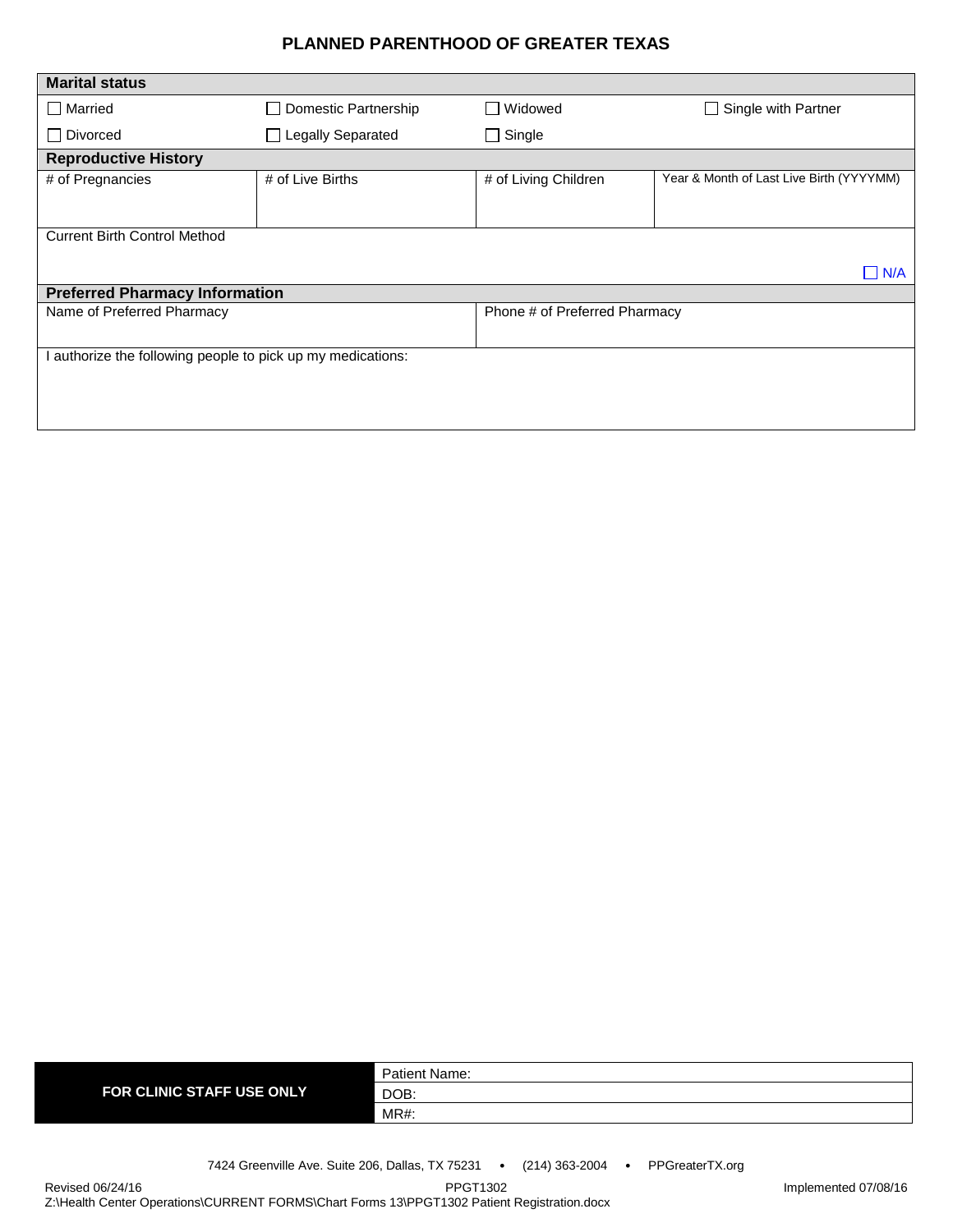# PLANNED PARENTHOOD OF GREATER TEXAS

| Marital status | | | |
|---|---|---|---|
| ☐ Married | ☐ Domestic Partnership | ☐ Widowed | ☐ Single with Partner |
| ☐ Divorced | ☐ Legally Separated | ☐ Single | |

| Reproductive History | | | |
|---|---|---|---|
| # of Pregnancies | # of Live Births | # of Living Children | Year & Month of Last Live Birth (YYYYMM) |
| Current Birth Control Method ☐ N/A | | | |

| Preferred Pharmacy Information | |
|---|---|
| Name of Preferred Pharmacy | Phone # of Preferred Pharmacy |
| I authorize the following people to pick up my medications: | |

| | |
|---|---|
| **FOR CLINIC STAFF USE ONLY** | Patient Name: |
| | DOB: |
| | MR#: |

7424 Greenville Ave. Suite 206, Dallas, TX 75231 • (214) 363-2004 • PPGreaterTX.org

Revised 06/24/16 PPGT1302 Implemented 07/08/16

Z:\Health Center Operations\CURRENT FORMS\Chart Forms 13\PPGT1302 Patient Registration.docx